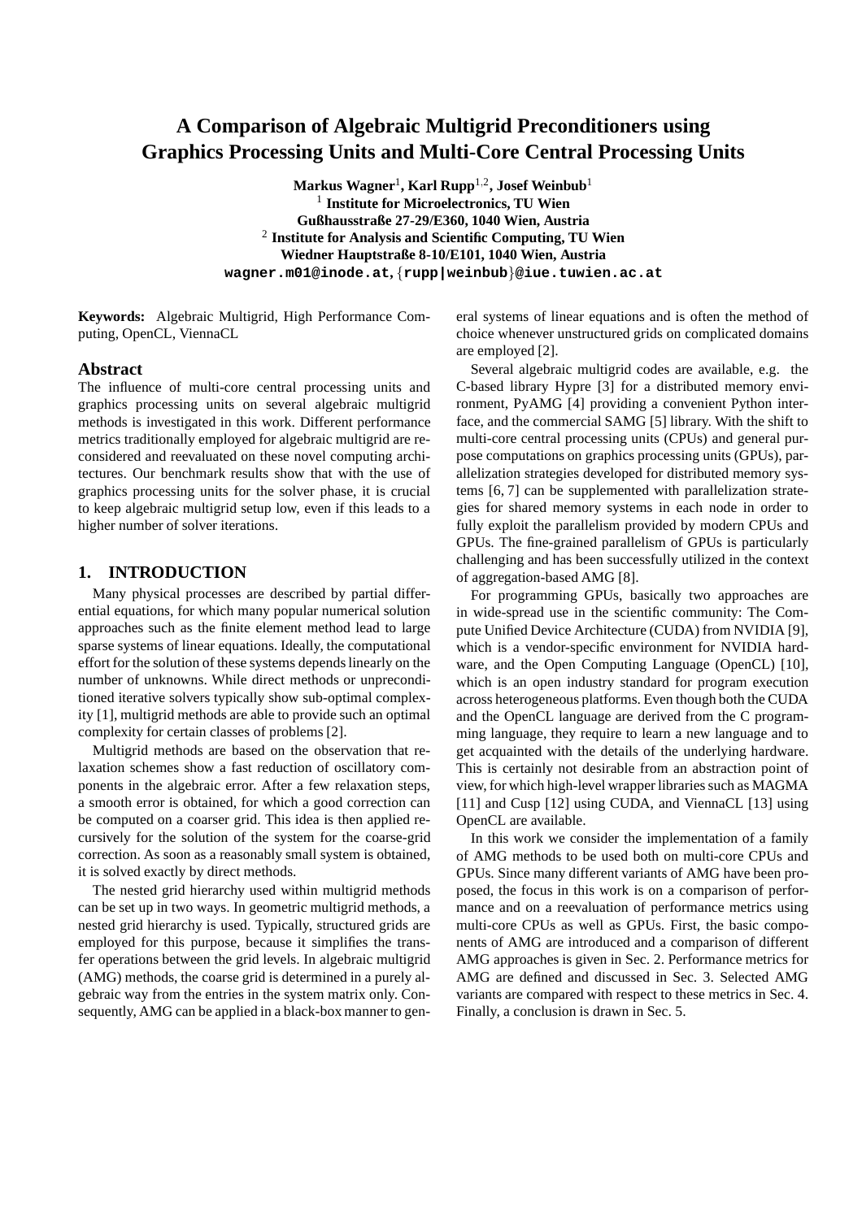# A Comparison of Algebraic Multigrid Preconditioners using Graphics Processing Units and Multi-Core Central Processing Units

**Markus Wagner**[1], **Karl Rupp**[1,2], **Josef Weinbub**[1]

[1] **Institute for Microelectronics, TU Wien**
**Gußhausstraße 27-29/E360, 1040 Wien, Austria**
[2] **Institute for Analysis and Scientific Computing, TU Wien**
**Wiedner Hauptstraße 8-10/E101, 1040 Wien, Austria**
**wagner.m01@inode.at**, {**rupp|weinbub**}**@iue.tuwien.ac.at**

**Keywords:** Algebraic Multigrid, High Performance Computing, OpenCL, ViennaCL

## Abstract

The influence of multi-core central processing units and graphics processing units on several algebraic multigrid methods is investigated in this work. Different performance metrics traditionally employed for algebraic multigrid are reconsidered and reevaluated on these novel computing architectures. Our benchmark results show that with the use of graphics processing units for the solver phase, it is crucial to keep algebraic multigrid setup low, even if this leads to a higher number of solver iterations.

## 1. INTRODUCTION

Many physical processes are described by partial differential equations, for which many popular numerical solution approaches such as the finite element method lead to large sparse systems of linear equations. Ideally, the computational effort for the solution of these systems depends linearly on the number of unknowns. While direct methods or unpreconditioned iterative solvers typically show sub-optimal complexity [1], multigrid methods are able to provide such an optimal complexity for certain classes of problems [2].

Multigrid methods are based on the observation that relaxation schemes show a fast reduction of oscillatory components in the algebraic error. After a few relaxation steps, a smooth error is obtained, for which a good correction can be computed on a coarser grid. This idea is then applied recursively for the solution of the system for the coarse-grid correction. As soon as a reasonably small system is obtained, it is solved exactly by direct methods.

The nested grid hierarchy used within multigrid methods can be set up in two ways. In geometric multigrid methods, a nested grid hierarchy is used. Typically, structured grids are employed for this purpose, because it simplifies the transfer operations between the grid levels. In algebraic multigrid (AMG) methods, the coarse grid is determined in a purely algebraic way from the entries in the system matrix only. Consequently, AMG can be applied in a black-box manner to general systems of linear equations and is often the method of choice whenever unstructured grids on complicated domains are employed [2].

Several algebraic multigrid codes are available, e.g. the C-based library Hypre [3] for a distributed memory environment, PyAMG [4] providing a convenient Python interface, and the commercial SAMG [5] library. With the shift to multi-core central processing units (CPUs) and general purpose computations on graphics processing units (GPUs), parallelization strategies developed for distributed memory systems [6, 7] can be supplemented with parallelization strategies for shared memory systems in each node in order to fully exploit the parallelism provided by modern CPUs and GPUs. The fine-grained parallelism of GPUs is particularly challenging and has been successfully utilized in the context of aggregation-based AMG [8].

For programming GPUs, basically two approaches are in wide-spread use in the scientific community: The Compute Unified Device Architecture (CUDA) from NVIDIA [9], which is a vendor-specific environment for NVIDIA hardware, and the Open Computing Language (OpenCL) [10], which is an open industry standard for program execution across heterogeneous platforms. Even though both the CUDA and the OpenCL language are derived from the C programming language, they require to learn a new language and to get acquainted with the details of the underlying hardware. This is certainly not desirable from an abstraction point of view, for which high-level wrapper libraries such as MAGMA [11] and Cusp [12] using CUDA, and ViennaCL [13] using OpenCL are available.

In this work we consider the implementation of a family of AMG methods to be used both on multi-core CPUs and GPUs. Since many different variants of AMG have been proposed, the focus in this work is on a comparison of performance and on a reevaluation of performance metrics using multi-core CPUs as well as GPUs. First, the basic components of AMG are introduced and a comparison of different AMG approaches is given in Sec. 2. Performance metrics for AMG are defined and discussed in Sec. 3. Selected AMG variants are compared with respect to these metrics in Sec. 4. Finally, a conclusion is drawn in Sec. 5.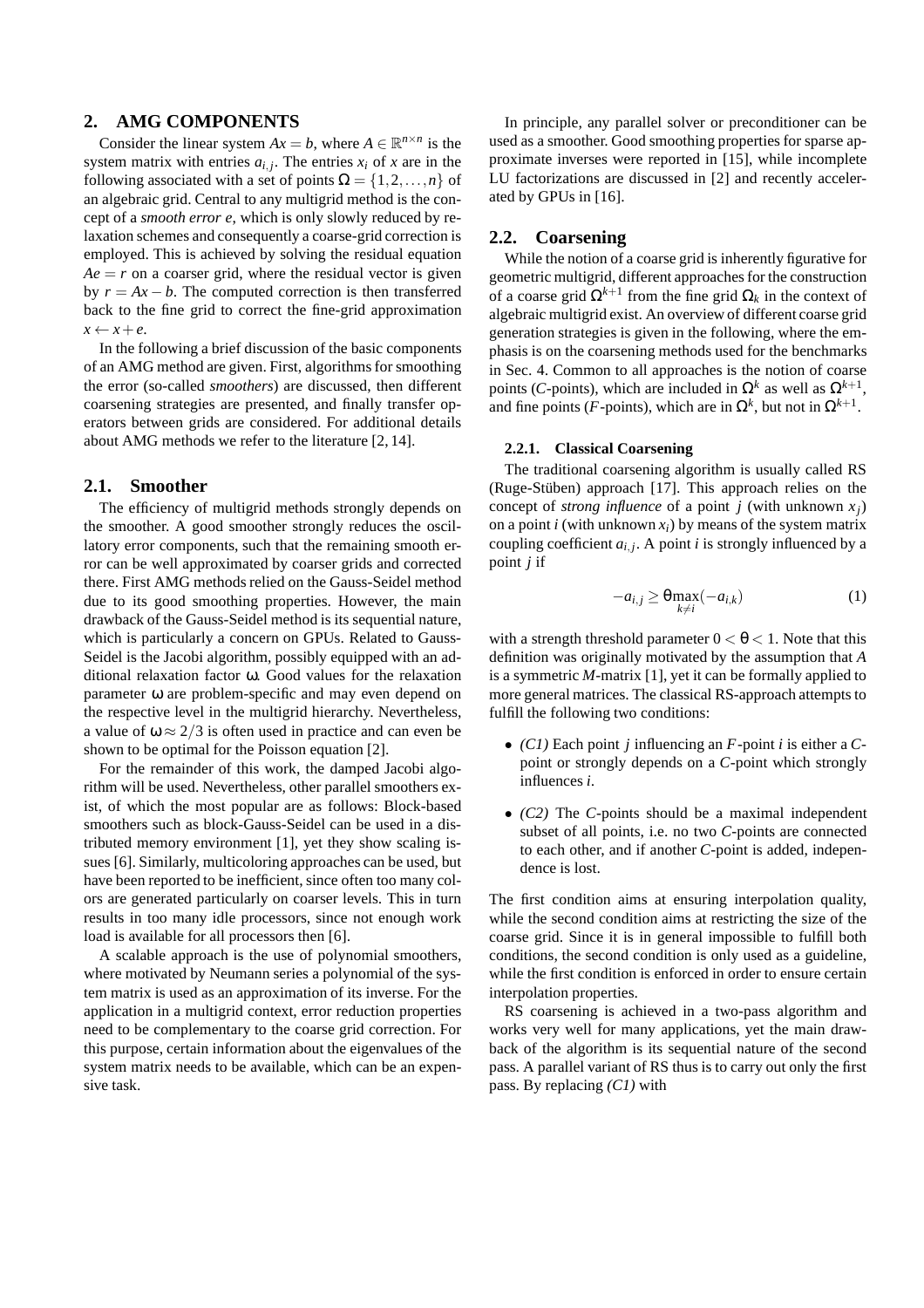## 2. AMG COMPONENTS

Consider the linear system $Ax = b$, where $A \in \mathbb{R}^{n\times n}$ is the system matrix with entries $a_{i,j}$. The entries $x_i$ of $x$ are in the following associated with a set of points $\Omega = \{1,2,\dots,n\}$ of an algebraic grid. Central to any multigrid method is the concept of a *smooth error* $e$, which is only slowly reduced by relaxation schemes and consequently a coarse-grid correction is employed. This is achieved by solving the residual equation $Ae = r$ on a coarser grid, where the residual vector is given by $r = Ax - b$. The computed correction is then transferred back to the fine grid to correct the fine-grid approximation $x \leftarrow x + e$.

In the following a brief discussion of the basic components of an AMG method are given. First, algorithms for smoothing the error (so-called *smoothers*) are discussed, then different coarsening strategies are presented, and finally transfer operators between grids are considered. For additional details about AMG methods we refer to the literature [2, 14].

### 2.1. Smoother

The efficiency of multigrid methods strongly depends on the smoother. A good smoother strongly reduces the oscillatory error components, such that the remaining smooth error can be well approximated by coarser grids and corrected there. First AMG methods relied on the Gauss-Seidel method due to its good smoothing properties. However, the main drawback of the Gauss-Seidel method is its sequential nature, which is particularly a concern on GPUs. Related to Gauss-Seidel is the Jacobi algorithm, possibly equipped with an additional relaxation factor $\omega$. Good values for the relaxation parameter $\omega$ are problem-specific and may even depend on the respective level in the multigrid hierarchy. Nevertheless, a value of $\omega \approx 2/3$ is often used in practice and can even be shown to be optimal for the Poisson equation [2].

For the remainder of this work, the damped Jacobi algorithm will be used. Nevertheless, other parallel smoothers exist, of which the most popular are as follows: Block-based smoothers such as block-Gauss-Seidel can be used in a distributed memory environment [1], yet they show scaling issues [6]. Similarly, multicoloring approaches can be used, but have been reported to be inefficient, since often too many colors are generated particularly on coarser levels. This in turn results in too many idle processors, since not enough work load is available for all processors then [6].

A scalable approach is the use of polynomial smoothers, where motivated by Neumann series a polynomial of the system matrix is used as an approximation of its inverse. For the application in a multigrid context, error reduction properties need to be complementary to the coarse grid correction. For this purpose, certain information about the eigenvalues of the system matrix needs to be available, which can be an expensive task.

In principle, any parallel solver or preconditioner can be used as a smoother. Good smoothing properties for sparse approximate inverses were reported in [15], while incomplete LU factorizations are discussed in [2] and recently accelerated by GPUs in [16].

### 2.2. Coarsening

While the notion of a coarse grid is inherently figurative for geometric multigrid, different approaches for the construction of a coarse grid $\Omega^{k+1}$ from the fine grid $\Omega_k$ in the context of algebraic multigrid exist. An overview of different coarse grid generation strategies is given in the following, where the emphasis is on the coarsening methods used for the benchmarks in Sec. 4. Common to all approaches is the notion of coarse points ($C$-points), which are included in $\Omega^k$ as well as $\Omega^{k+1}$, and fine points ($F$-points), which are in $\Omega^k$, but not in $\Omega^{k+1}$.

#### 2.2.1. Classical Coarsening

The traditional coarsening algorithm is usually called RS (Ruge-Stüben) approach [17]. This approach relies on the concept of *strong influence* of a point $j$ (with unknown $x_j$) on a point $i$ (with unknown $x_i$) by means of the system matrix coupling coefficient $a_{i,j}$. A point $i$ is strongly influenced by a point $j$ if

$$-a_{i,j} \geq \theta \max_{k\neq i}(-a_{i,k}) \tag{1}$$

with a strength threshold parameter $0 < \theta < 1$. Note that this definition was originally motivated by the assumption that $A$ is a symmetric $M$-matrix [1], yet it can be formally applied to more general matrices. The classical RS-approach attempts to fulfill the following two conditions:

- *(C1)* Each point $j$ influencing an $F$-point $i$ is either a $C$-point or strongly depends on a $C$-point which strongly influences $i$.
- *(C2)* The $C$-points should be a maximal independent subset of all points, i.e. no two $C$-points are connected to each other, and if another $C$-point is added, independence is lost.

The first condition aims at ensuring interpolation quality, while the second condition aims at restricting the size of the coarse grid. Since it is in general impossible to fulfill both conditions, the second condition is only used as a guideline, while the first condition is enforced in order to ensure certain interpolation properties.

RS coarsening is achieved in a two-pass algorithm and works very well for many applications, yet the main drawback of the algorithm is its sequential nature of the second pass. A parallel variant of RS thus is to carry out only the first pass. By replacing *(C1)* with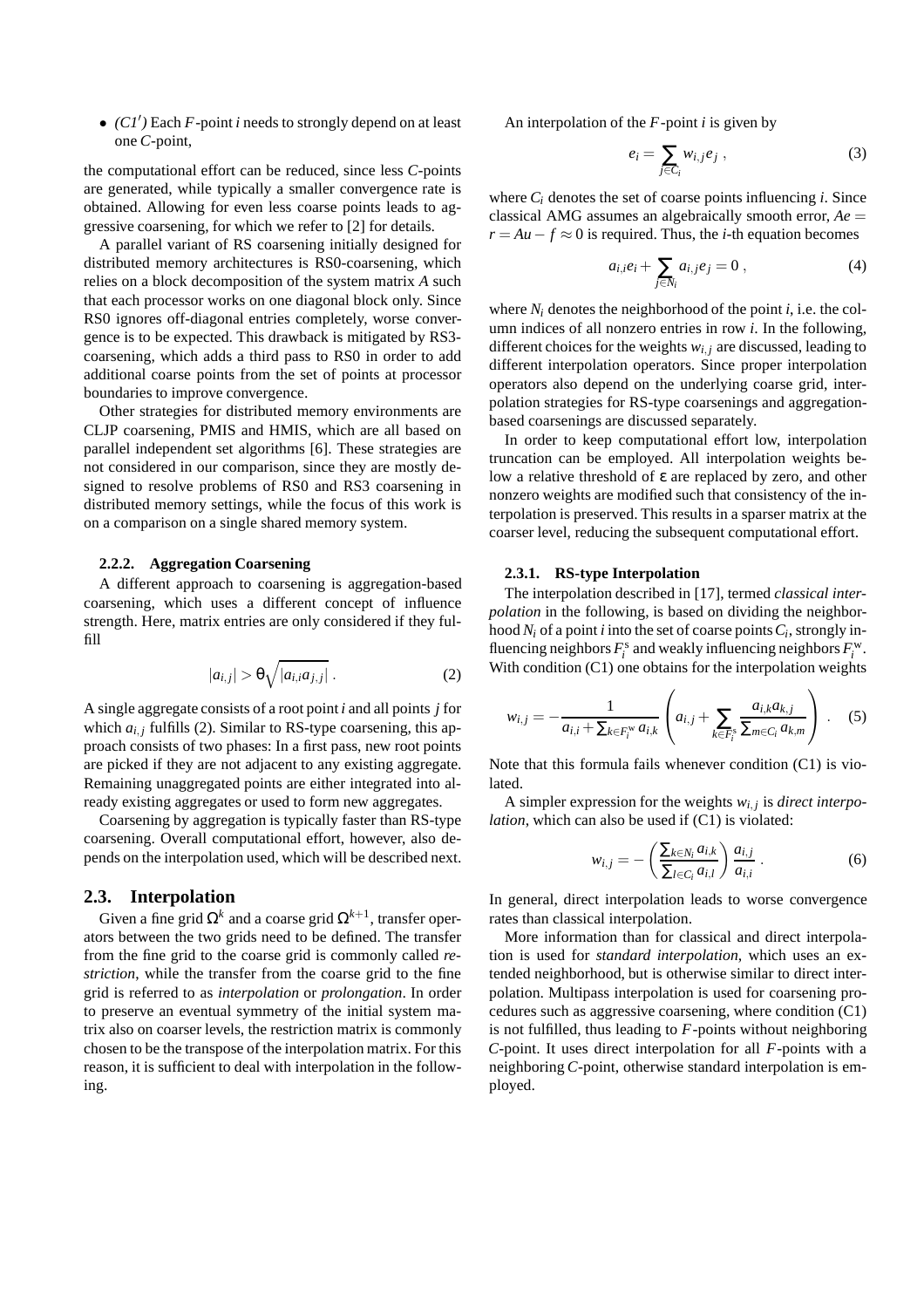- *(C1′)* Each $F$-point $i$ needs to strongly depend on at least one $C$-point,

the computational effort can be reduced, since less $C$-points are generated, while typically a smaller convergence rate is obtained. Allowing for even less coarse points leads to aggressive coarsening, for which we refer to [2] for details.

A parallel variant of RS coarsening initially designed for distributed memory architectures is RS0-coarsening, which relies on a block decomposition of the system matrix $A$ such that each processor works on one diagonal block only. Since RS0 ignores off-diagonal entries completely, worse convergence is to be expected. This drawback is mitigated by RS3-coarsening, which adds a third pass to RS0 in order to add additional coarse points from the set of points at processor boundaries to improve convergence.

Other strategies for distributed memory environments are CLJP coarsening, PMIS and HMIS, which are all based on parallel independent set algorithms [6]. These strategies are not considered in our comparison, since they are mostly designed to resolve problems of RS0 and RS3 coarsening in distributed memory settings, while the focus of this work is on a comparison on a single shared memory system.

#### 2.2.2. Aggregation Coarsening

A different approach to coarsening is aggregation-based coarsening, which uses a different concept of influence strength. Here, matrix entries are only considered if they fulfill

$$|a_{i,j}| > \theta \sqrt{|a_{i,i} a_{j,j}|} \ . \tag{2}$$

A single aggregate consists of a root point $i$ and all points $j$ for which $a_{i,j}$ fulfills (2). Similar to RS-type coarsening, this approach consists of two phases: In a first pass, new root points are picked if they are not adjacent to any existing aggregate. Remaining unaggregated points are either integrated into already existing aggregates or used to form new aggregates.

Coarsening by aggregation is typically faster than RS-type coarsening. Overall computational effort, however, also depends on the interpolation used, which will be described next.

### 2.3. Interpolation

Given a fine grid $\Omega^k$ and a coarse grid $\Omega^{k+1}$, transfer operators between the two grids need to be defined. The transfer from the fine grid to the coarse grid is commonly called *restriction*, while the transfer from the coarse grid to the fine grid is referred to as *interpolation* or *prolongation*. In order to preserve an eventual symmetry of the initial system matrix also on coarser levels, the restriction matrix is commonly chosen to be the transpose of the interpolation matrix. For this reason, it is sufficient to deal with interpolation in the following.

An interpolation of the $F$-point $i$ is given by

$$e_i = \sum_{j \in C_i} w_{i,j} e_j \ , \tag{3}$$

where $C_i$ denotes the set of coarse points influencing $i$. Since classical AMG assumes an algebraically smooth error, $Ae = r = Au - f \approx 0$ is required. Thus, the $i$-th equation becomes

$$a_{i,i} e_i + \sum_{j \in N_i} a_{i,j} e_j = 0 \ , \tag{4}$$

where $N_i$ denotes the neighborhood of the point $i$, i.e. the column indices of all nonzero entries in row $i$. In the following, different choices for the weights $w_{i,j}$ are discussed, leading to different interpolation operators. Since proper interpolation operators also depend on the underlying coarse grid, interpolation strategies for RS-type coarsenings and aggregation-based coarsenings are discussed separately.

In order to keep computational effort low, interpolation truncation can be employed. All interpolation weights below a relative threshold of $\varepsilon$ are replaced by zero, and other nonzero weights are modified such that consistency of the interpolation is preserved. This results in a sparser matrix at the coarser level, reducing the subsequent computational effort.

#### 2.3.1. RS-type Interpolation

The interpolation described in [17], termed *classical interpolation* in the following, is based on dividing the neighborhood $N_i$ of a point $i$ into the set of coarse points $C_i$, strongly influencing neighbors $F_i^{\mathrm{s}}$ and weakly influencing neighbors $F_i^{\mathrm{w}}$. With condition (C1) one obtains for the interpolation weights

$$w_{i,j} = -\frac{1}{a_{i,i} + \sum_{k \in F_i^{\mathrm{w}}} a_{i,k}} \left( a_{i,j} + \sum_{k \in F_i^{\mathrm{s}}} \frac{a_{i,k} a_{k,j}}{\sum_{m \in C_i} a_{k,m}} \right) \ . \tag{5}$$

Note that this formula fails whenever condition (C1) is violated.

A simpler expression for the weights $w_{i,j}$ is *direct interpolation*, which can also be used if (C1) is violated:

$$w_{i,j} = -\left( \frac{\sum_{k \in N_i} a_{i,k}}{\sum_{l \in C_i} a_{i,l}} \right) \frac{a_{i,j}}{a_{i,i}} \ . \tag{6}$$

In general, direct interpolation leads to worse convergence rates than classical interpolation.

More information than for classical and direct interpolation is used for *standard interpolation*, which uses an extended neighborhood, but is otherwise similar to direct interpolation. Multipass interpolation is used for coarsening procedures such as aggressive coarsening, where condition (C1) is not fulfilled, thus leading to $F$-points without neighboring $C$-point. It uses direct interpolation for all $F$-points with a neighboring $C$-point, otherwise standard interpolation is employed.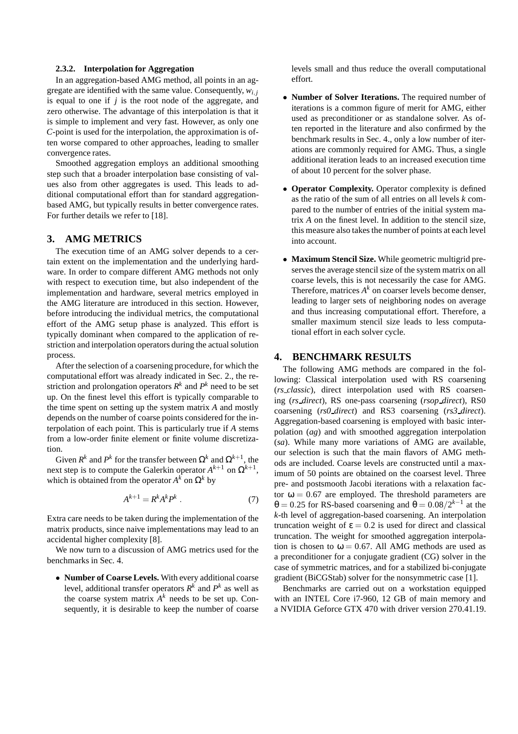#### 2.3.2. Interpolation for Aggregation

In an aggregation-based AMG method, all points in an aggregate are identified with the same value. Consequently, $w_{i,j}$ is equal to one if $j$ is the root node of the aggregate, and zero otherwise. The advantage of this interpolation is that it is simple to implement and very fast. However, as only one $C$-point is used for the interpolation, the approximation is often worse compared to other approaches, leading to smaller convergence rates.

Smoothed aggregation employs an additional smoothing step such that a broader interpolation base consisting of values also from other aggregates is used. This leads to additional computational effort than for standard aggregation-based AMG, but typically results in better convergence rates. For further details we refer to [18].

## 3. AMG METRICS

The execution time of an AMG solver depends to a certain extent on the implementation and the underlying hardware. In order to compare different AMG methods not only with respect to execution time, but also independent of the implementation and hardware, several metrics employed in the AMG literature are introduced in this section. However, before introducing the individual metrics, the computational effort of the AMG setup phase is analyzed. This effort is typically dominant when compared to the application of restriction and interpolation operators during the actual solution process.

After the selection of a coarsening procedure, for which the computational effort was already indicated in Sec. 2., the restriction and prolongation operators $R^k$ and $P^k$ need to be set up. On the finest level this effort is typically comparable to the time spent on setting up the system matrix $A$ and mostly depends on the number of coarse points considered for the interpolation of each point. This is particularly true if $A$ stems from a low-order finite element or finite volume discretization.

Given $R^k$ and $P^k$ for the transfer between $\Omega^k$ and $\Omega^{k+1}$, the next step is to compute the Galerkin operator $A^{k+1}$ on $\Omega^{k+1}$, which is obtained from the operator $A^k$ on $\Omega^k$ by

$$A^{k+1} = R^k A^k P^k \,. \tag{7}$$

Extra care needs to be taken during the implementation of the matrix products, since naive implementations may lead to an accidental higher complexity [8].

We now turn to a discussion of AMG metrics used for the benchmarks in Sec. 4.

- **Number of Coarse Levels.** With every additional coarse level, additional transfer operators $R^k$ and $P^k$ as well as the coarse system matrix $A^k$ needs to be set up. Consequently, it is desirable to keep the number of coarse levels small and thus reduce the overall computational effort.
- **Number of Solver Iterations.** The required number of iterations is a common figure of merit for AMG, either used as preconditioner or as standalone solver. As often reported in the literature and also confirmed by the benchmark results in Sec. 4., only a low number of iterations are commonly required for AMG. Thus, a single additional iteration leads to an increased execution time of about 10 percent for the solver phase.
- **Operator Complexity.** Operator complexity is defined as the ratio of the sum of all entries on all levels $k$ compared to the number of entries of the initial system matrix $A$ on the finest level. In addition to the stencil size, this measure also takes the number of points at each level into account.
- **Maximum Stencil Size.** While geometric multigrid preserves the average stencil size of the system matrix on all coarse levels, this is not necessarily the case for AMG. Therefore, matrices $A^k$ on coarser levels become denser, leading to larger sets of neighboring nodes on average and thus increasing computational effort. Therefore, a smaller maximum stencil size leads to less computational effort in each solver cycle.

## 4. BENCHMARK RESULTS

The following AMG methods are compared in the following: Classical interpolation used with RS coarsening (*rs_classic*), direct interpolation used with RS coarsening (*rs_direct*), RS one-pass coarsening (*rsop_direct*), RS0 coarsening (*rs0_direct*) and RS3 coarsening (*rs3_direct*). Aggregation-based coarsening is employed with basic interpolation (*ag*) and with smoothed aggregation interpolation (*sa*). While many more variations of AMG are available, our selection is such that the main flavors of AMG methods are included. Coarse levels are constructed until a maximum of 50 points are obtained on the coarsest level. Three pre- and postsmooth Jacobi iterations with a relaxation factor $\omega = 0.67$ are employed. The threshold parameters are $\theta = 0.25$ for RS-based coarsening and $\theta = 0.08/2^{k-1}$ at the $k$-th level of aggregation-based coarsening. An interpolation truncation weight of $\varepsilon = 0.2$ is used for direct and classical truncation. The weight for smoothed aggregation interpolation is chosen to $\omega = 0.67$. All AMG methods are used as a preconditioner for a conjugate gradient (CG) solver in the case of symmetric matrices, and for a stabilized bi-conjugate gradient (BiCGStab) solver for the nonsymmetric case [1].

Benchmarks are carried out on a workstation equipped with an INTEL Core i7-960, 12 GB of main memory and a NVIDIA Geforce GTX 470 with driver version 270.41.19.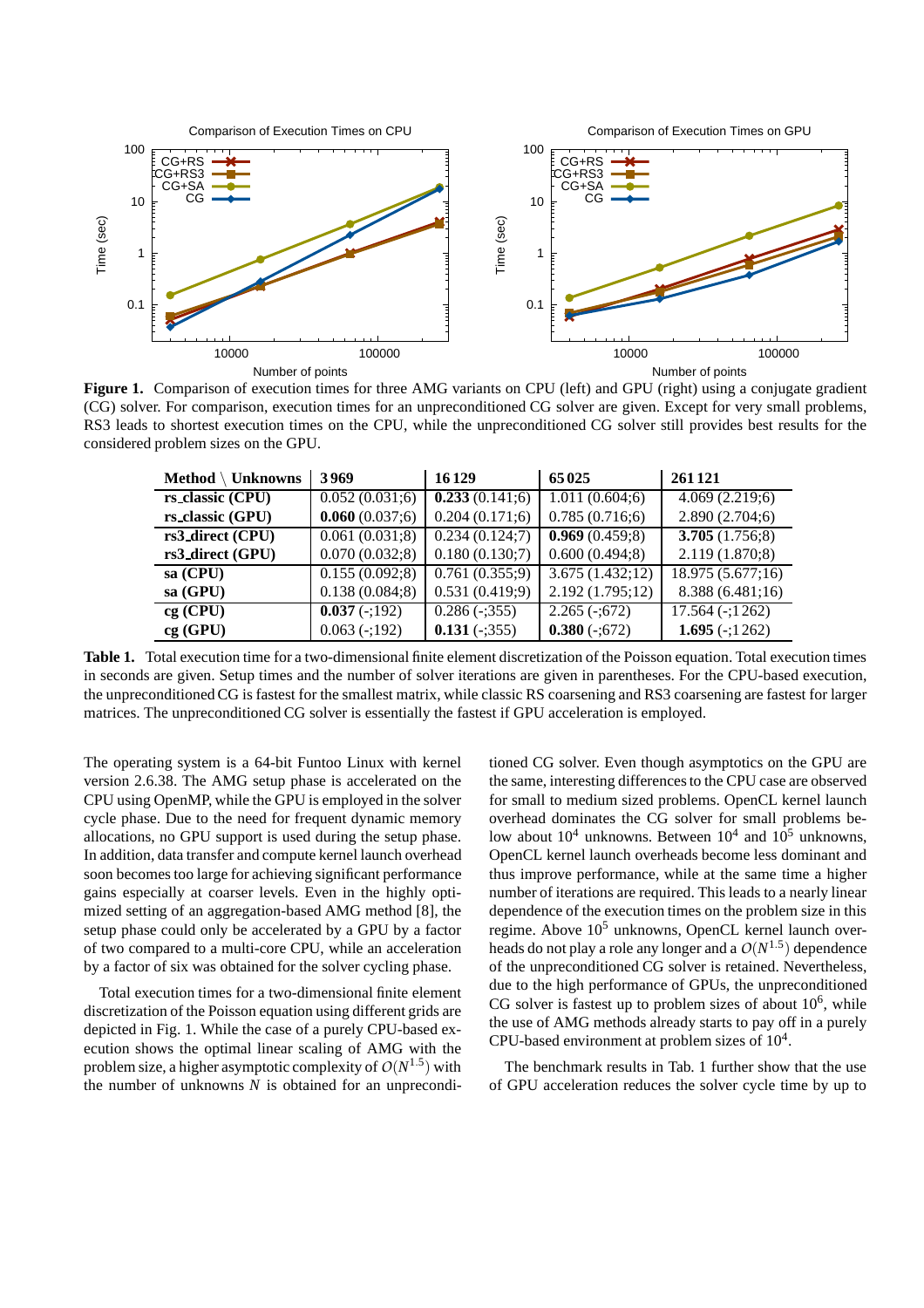**Figure 1.** Comparison of execution times for three AMG variants on CPU (left) and GPU (right) using a conjugate gradient (CG) solver. For comparison, execution times for an unpreconditioned CG solver are given. Except for very small problems, RS3 leads to shortest execution times on the CPU, while the unpreconditioned CG solver still provides best results for the considered problem sizes on the GPU.

| Method \ Unknowns | 3 969 | 16 129 | 65 025 | 261 121 |
|---|---|---|---|---|
| **rs_classic (CPU)** | 0.052 (0.031;6) | **0.233** (0.141;6) | 1.011 (0.604;6) | 4.069 (2.219;6) |
| **rs_classic (GPU)** | **0.060** (0.037;6) | 0.204 (0.171;6) | 0.785 (0.716;6) | 2.890 (2.704;6) |
| **rs3_direct (CPU)** | 0.061 (0.031;8) | 0.234 (0.124;7) | **0.969** (0.459;8) | **3.705** (1.756;8) |
| **rs3_direct (GPU)** | 0.070 (0.032;8) | 0.180 (0.130;7) | 0.600 (0.494;8) | 2.119 (1.870;8) |
| **sa (CPU)** | 0.155 (0.092;8) | 0.761 (0.355;9) | 3.675 (1.432;12) | 18.975 (5.677;16) |
| **sa (GPU)** | 0.138 (0.084;8) | 0.531 (0.419;9) | 2.192 (1.795;12) | 8.388 (6.481;16) |
| **cg (CPU)** | **0.037** (-;192) | 0.286 (-;355) | 2.265 (-;672) | 17.564 (-;1 262) |
| **cg (GPU)** | 0.063 (-;192) | **0.131** (-;355) | **0.380** (-;672) | **1.695** (-;1 262) |

**Table 1.** Total execution time for a two-dimensional finite element discretization of the Poisson equation. Total execution times in seconds are given. Setup times and the number of solver iterations are given in parentheses. For the CPU-based execution, the unpreconditioned CG is fastest for the smallest matrix, while classic RS coarsening and RS3 coarsening are fastest for larger matrices. The unpreconditioned CG solver is essentially the fastest if GPU acceleration is employed.

The operating system is a 64-bit Funtoo Linux with kernel version 2.6.38. The AMG setup phase is accelerated on the CPU using OpenMP, while the GPU is employed in the solver cycle phase. Due to the need for frequent dynamic memory allocations, no GPU support is used during the setup phase. In addition, data transfer and compute kernel launch overhead soon becomes too large for achieving significant performance gains especially at coarser levels. Even in the highly optimized setting of an aggregation-based AMG method [8], the setup phase could only be accelerated by a GPU by a factor of two compared to a multi-core CPU, while an acceleration by a factor of six was obtained for the solver cycling phase.

Total execution times for a two-dimensional finite element discretization of the Poisson equation using different grids are depicted in Fig. 1. While the case of a purely CPU-based execution shows the optimal linear scaling of AMG with the problem size, a higher asymptotic complexity of $O(N^{1.5})$ with the number of unknowns $N$ is obtained for an unpreconditioned CG solver. Even though asymptotics on the GPU are the same, interesting differences to the CPU case are observed for small to medium sized problems. OpenCL kernel launch overhead dominates the CG solver for small problems below about $10^4$ unknowns. Between $10^4$ and $10^5$ unknowns, OpenCL kernel launch overheads become less dominant and thus improve performance, while at the same time a higher number of iterations are required. This leads to a nearly linear dependence of the execution times on the problem size in this regime. Above $10^5$ unknowns, OpenCL kernel launch overheads do not play a role any longer and a $O(N^{1.5})$ dependence of the unpreconditioned CG solver is retained. Nevertheless, due to the high performance of GPUs, the unpreconditioned CG solver is fastest up to problem sizes of about $10^6$, while the use of AMG methods already starts to pay off in a purely CPU-based environment at problem sizes of $10^4$.

The benchmark results in Tab. 1 further show that the use of GPU acceleration reduces the solver cycle time by up to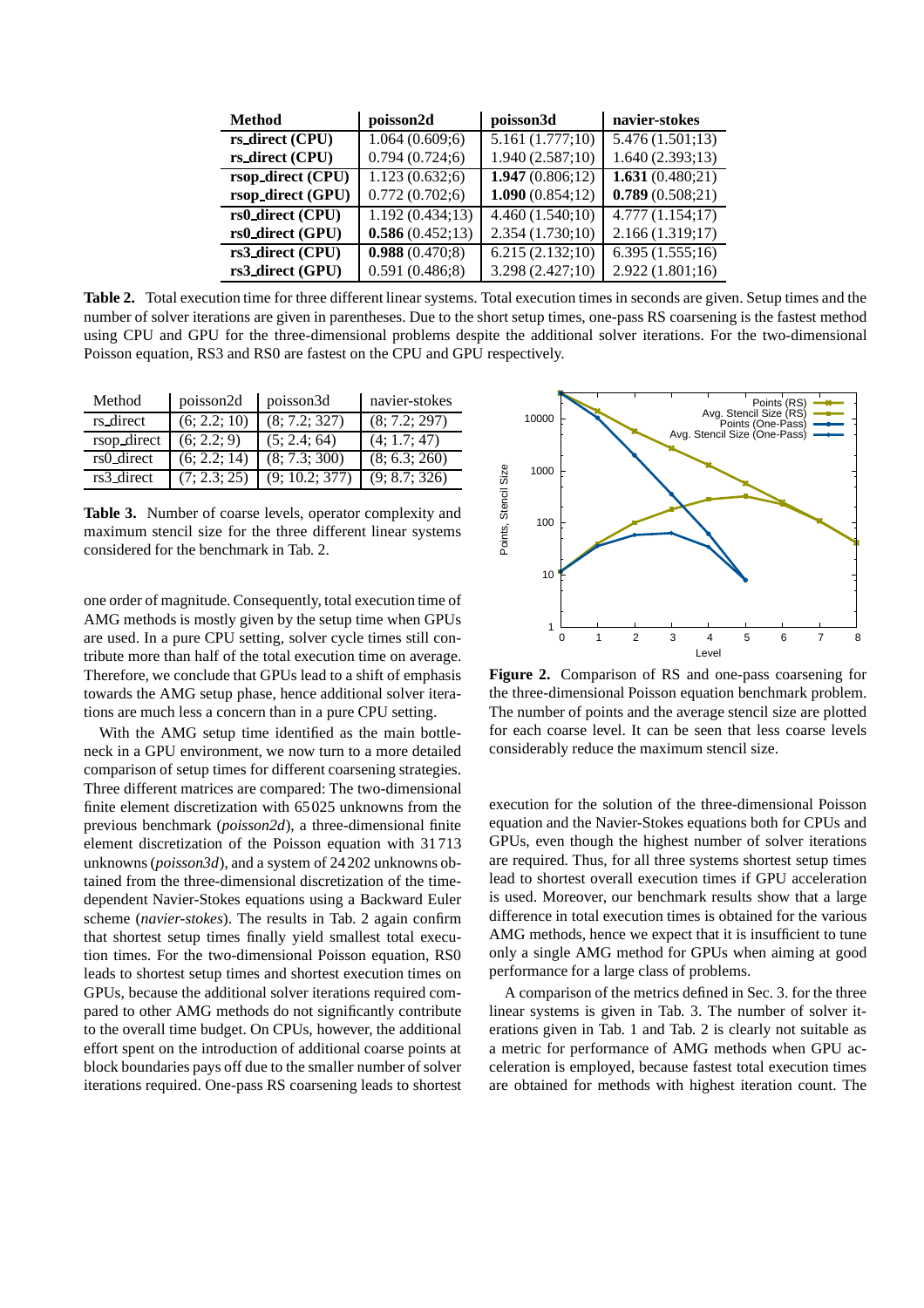| **Method** | **poisson2d** | **poisson3d** | **navier-stokes** |
|---|---|---|---|
| **rs_direct (CPU)** | 1.064 (0.609;6) | 5.161 (1.777;10) | 5.476 (1.501;13) |
| **rs_direct (CPU)** | 0.794 (0.724;6) | 1.940 (2.587;10) | 1.640 (2.393;13) |
| **rsop_direct (CPU)** | 1.123 (0.632;6) | **1.947** (0.806;12) | **1.631** (0.480;21) |
| **rsop_direct (GPU)** | 0.772 (0.702;6) | **1.090** (0.854;12) | **0.789** (0.508;21) |
| **rs0_direct (CPU)** | 1.192 (0.434;13) | 4.460 (1.540;10) | 4.777 (1.154;17) |
| **rs0_direct (GPU)** | **0.586** (0.452;13) | 2.354 (1.730;10) | 2.166 (1.319;17) |
| **rs3_direct (CPU)** | **0.988** (0.470;8) | 6.215 (2.132;10) | 6.395 (1.555;16) |
| **rs3_direct (GPU)** | 0.591 (0.486;8) | 3.298 (2.427;10) | 2.922 (1.801;16) |

**Table 2.** Total execution time for three different linear systems. Total execution times in seconds are given. Setup times and the number of solver iterations are given in parentheses. Due to the short setup times, one-pass RS coarsening is the fastest method using CPU and GPU for the three-dimensional problems despite the additional solver iterations. For the two-dimensional Poisson equation, RS3 and RS0 are fastest on the CPU and GPU respectively.

| Method | poisson2d | poisson3d | navier-stokes |
|---|---|---|---|
| rs_direct | (6; 2.2; 10) | (8; 7.2; 327) | (8; 7.2; 297) |
| rsop_direct | (6; 2.2; 9) | (5; 2.4; 64) | (4; 1.7; 47) |
| rs0_direct | (6; 2.2; 14) | (8; 7.3; 300) | (8; 6.3; 260) |
| rs3_direct | (7; 2.3; 25) | (9; 10.2; 377) | (9; 8.7; 326) |

**Table 3.** Number of coarse levels, operator complexity and maximum stencil size for the three different linear systems considered for the benchmark in Tab. 2.

one order of magnitude. Consequently, total execution time of AMG methods is mostly given by the setup time when GPUs are used. In a pure CPU setting, solver cycle times still contribute more than half of the total execution time on average. Therefore, we conclude that GPUs lead to a shift of emphasis towards the AMG setup phase, hence additional solver iterations are much less a concern than in a pure CPU setting.

With the AMG setup time identified as the main bottleneck in a GPU environment, we now turn to a more detailed comparison of setup times for different coarsening strategies. Three different matrices are compared: The two-dimensional finite element discretization with 65 025 unknowns from the previous benchmark (*poisson2d*), a three-dimensional finite element discretization of the Poisson equation with 31 713 unknowns (*poisson3d*), and a system of 24 202 unknowns obtained from the three-dimensional discretization of the time-dependent Navier-Stokes equations using a Backward Euler scheme (*navier-stokes*). The results in Tab. 2 again confirm that shortest setup times finally yield smallest total execution times. For the two-dimensional Poisson equation, RS0 leads to shortest setup times and shortest execution times on GPUs, because the additional solver iterations required compared to other AMG methods do not significantly contribute to the overall time budget. On CPUs, however, the additional effort spent on the introduction of additional coarse points at block boundaries pays off due to the smaller number of solver iterations required. One-pass RS coarsening leads to shortest execution for the solution of the three-dimensional Poisson equation and the Navier-Stokes equations both for CPUs and GPUs, even though the highest number of solver iterations are required. Thus, for all three systems shortest setup times lead to shortest overall execution times if GPU acceleration is used. Moreover, our benchmark results show that a large difference in total execution times is obtained for the various AMG methods, hence we expect that it is insufficient to tune only a single AMG method for GPUs when aiming at good performance for a large class of problems.

**Figure 2.** Comparison of RS and one-pass coarsening for the three-dimensional Poisson equation benchmark problem. The number of points and the average stencil size are plotted for each coarse level. It can be seen that less coarse levels considerably reduce the maximum stencil size.

A comparison of the metrics defined in Sec. 3. for the three linear systems is given in Tab. 3. The number of solver iterations given in Tab. 1 and Tab. 2 is clearly not suitable as a metric for performance of AMG methods when GPU acceleration is employed, because fastest total execution times are obtained for methods with highest iteration count. The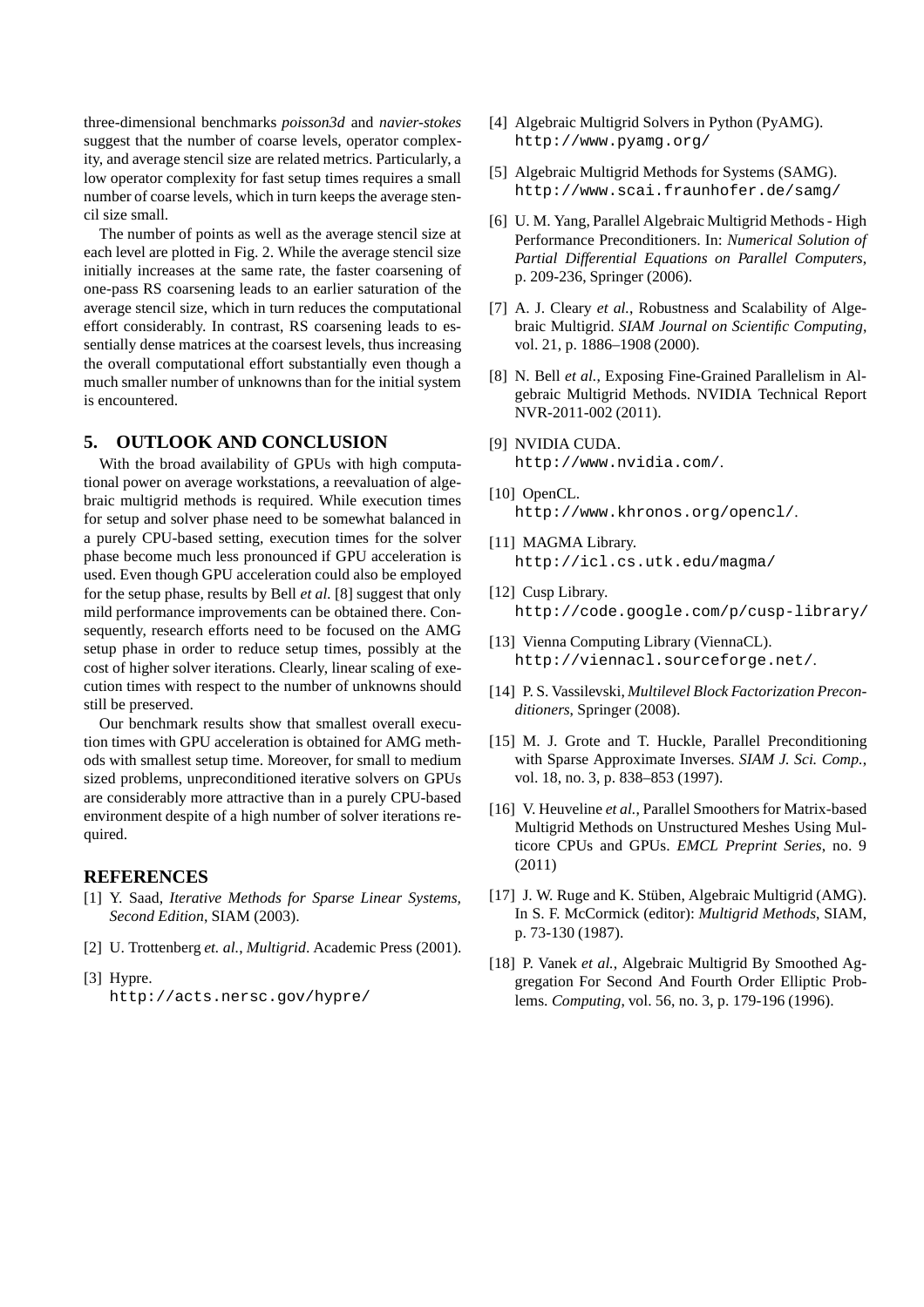three-dimensional benchmarks *poisson3d* and *navier-stokes* suggest that the number of coarse levels, operator complexity, and average stencil size are related metrics. Particularly, a low operator complexity for fast setup times requires a small number of coarse levels, which in turn keeps the average stencil size small.

The number of points as well as the average stencil size at each level are plotted in Fig. 2. While the average stencil size initially increases at the same rate, the faster coarsening of one-pass RS coarsening leads to an earlier saturation of the average stencil size, which in turn reduces the computational effort considerably. In contrast, RS coarsening leads to essentially dense matrices at the coarsest levels, thus increasing the overall computational effort substantially even though a much smaller number of unknowns than for the initial system is encountered.

## 5. OUTLOOK AND CONCLUSION

With the broad availability of GPUs with high computational power on average workstations, a reevaluation of algebraic multigrid methods is required. While execution times for setup and solver phase need to be somewhat balanced in a purely CPU-based setting, execution times for the solver phase become much less pronounced if GPU acceleration is used. Even though GPU acceleration could also be employed for the setup phase, results by Bell *et al.* [8] suggest that only mild performance improvements can be obtained there. Consequently, research efforts need to be focused on the AMG setup phase in order to reduce setup times, possibly at the cost of higher solver iterations. Clearly, linear scaling of execution times with respect to the number of unknowns should still be preserved.

Our benchmark results show that smallest overall execution times with GPU acceleration is obtained for AMG methods with smallest setup time. Moreover, for small to medium sized problems, unpreconditioned iterative solvers on GPUs are considerably more attractive than in a purely CPU-based environment despite of a high number of solver iterations required.

## REFERENCES

[1] Y. Saad, *Iterative Methods for Sparse Linear Systems, Second Edition*, SIAM (2003).

[2] U. Trottenberg *et. al.*, *Multigrid*. Academic Press (2001).

[3] Hypre.
`http://acts.nersc.gov/hypre/`

[4] Algebraic Multigrid Solvers in Python (PyAMG).
`http://www.pyamg.org/`

[5] Algebraic Multigrid Methods for Systems (SAMG).
`http://www.scai.fraunhofer.de/samg/`

[6] U. M. Yang, Parallel Algebraic Multigrid Methods - High Performance Preconditioners. In: *Numerical Solution of Partial Differential Equations on Parallel Computers*, p. 209-236, Springer (2006).

[7] A. J. Cleary *et al.*, Robustness and Scalability of Algebraic Multigrid. *SIAM Journal on Scientific Computing*, vol. 21, p. 1886–1908 (2000).

[8] N. Bell *et al.*, Exposing Fine-Grained Parallelism in Algebraic Multigrid Methods. NVIDIA Technical Report NVR-2011-002 (2011).

[9] NVIDIA CUDA.
`http://www.nvidia.com/`.

[10] OpenCL.
`http://www.khronos.org/opencl/`.

[11] MAGMA Library.
`http://icl.cs.utk.edu/magma/`

[12] Cusp Library.
`http://code.google.com/p/cusp-library/`

[13] Vienna Computing Library (ViennaCL).
`http://viennacl.sourceforge.net/`.

[14] P. S. Vassilevski, *Multilevel Block Factorization Preconditioners*, Springer (2008).

[15] M. J. Grote and T. Huckle, Parallel Preconditioning with Sparse Approximate Inverses. *SIAM J. Sci. Comp.*, vol. 18, no. 3, p. 838–853 (1997).

[16] V. Heuveline *et al.*, Parallel Smoothers for Matrix-based Multigrid Methods on Unstructured Meshes Using Multicore CPUs and GPUs. *EMCL Preprint Series*, no. 9 (2011)

[17] J. W. Ruge and K. Stüben, Algebraic Multigrid (AMG). In S. F. McCormick (editor): *Multigrid Methods*, SIAM, p. 73-130 (1987).

[18] P. Vanek *et al.*, Algebraic Multigrid By Smoothed Aggregation For Second And Fourth Order Elliptic Problems. *Computing*, vol. 56, no. 3, p. 179-196 (1996).